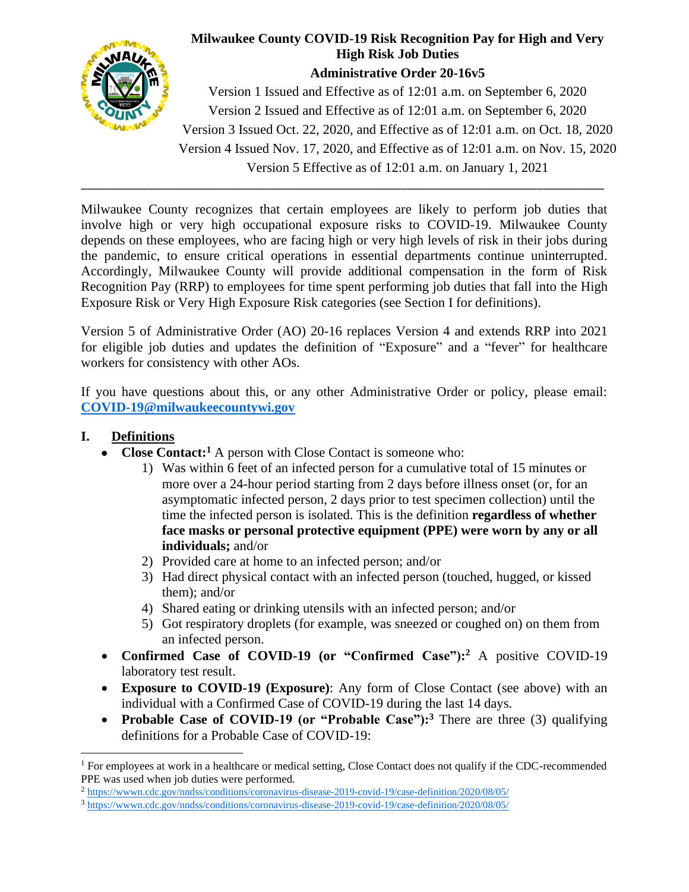# Milwaukee County COVID-19 Risk Recognition Pay for High and Very High Risk Job Duties

## Administrative Order 20-16v5

Version 1 Issued and Effective as of 12:01 a.m. on September 6, 2020
Version 2 Issued and Effective as of 12:01 a.m. on September 6, 2020
Version 3 Issued Oct. 22, 2020, and Effective as of 12:01 a.m. on Oct. 18, 2020
Version 4 Issued Nov. 17, 2020, and Effective as of 12:01 a.m. on Nov. 15, 2020
Version 5 Effective as of 12:01 a.m. on January 1, 2021

---

Milwaukee County recognizes that certain employees are likely to perform job duties that involve high or very high occupational exposure risks to COVID-19. Milwaukee County depends on these employees, who are facing high or very high levels of risk in their jobs during the pandemic, to ensure critical operations in essential departments continue uninterrupted. Accordingly, Milwaukee County will provide additional compensation in the form of Risk Recognition Pay (RRP) to employees for time spent performing job duties that fall into the High Exposure Risk or Very High Exposure Risk categories (see Section I for definitions).

Version 5 of Administrative Order (AO) 20-16 replaces Version 4 and extends RRP into 2021 for eligible job duties and updates the definition of "Exposure" and a "fever" for healthcare workers for consistency with other AOs.

If you have questions about this, or any other Administrative Order or policy, please email: **COVID-19@milwaukeecountywi.gov**

## I. Definitions

- **Close Contact:**[1] A person with Close Contact is someone who:
  1) Was within 6 feet of an infected person for a cumulative total of 15 minutes or more over a 24-hour period starting from 2 days before illness onset (or, for an asymptomatic infected person, 2 days prior to test specimen collection) until the time the infected person is isolated. This is the definition **regardless of whether face masks or personal protective equipment (PPE) were worn by any or all individuals;** and/or
  2) Provided care at home to an infected person; and/or
  3) Had direct physical contact with an infected person (touched, hugged, or kissed them); and/or
  4) Shared eating or drinking utensils with an infected person; and/or
  5) Got respiratory droplets (for example, was sneezed or coughed on) on them from an infected person.
- **Confirmed Case of COVID-19 (or "Confirmed Case"):**[2] A positive COVID-19 laboratory test result.
- **Exposure to COVID-19 (Exposure)**: Any form of Close Contact (see above) with an individual with a Confirmed Case of COVID-19 during the last 14 days.
- **Probable Case of COVID-19 (or "Probable Case"):**[3] There are three (3) qualifying definitions for a Probable Case of COVID-19:

---

[1] For employees at work in a healthcare or medical setting, Close Contact does not qualify if the CDC-recommended PPE was used when job duties were performed.

[2] https://wwwn.cdc.gov/nndss/conditions/coronavirus-disease-2019-covid-19/case-definition/2020/08/05/

[3] https://wwwn.cdc.gov/nndss/conditions/coronavirus-disease-2019-covid-19/case-definition/2020/08/05/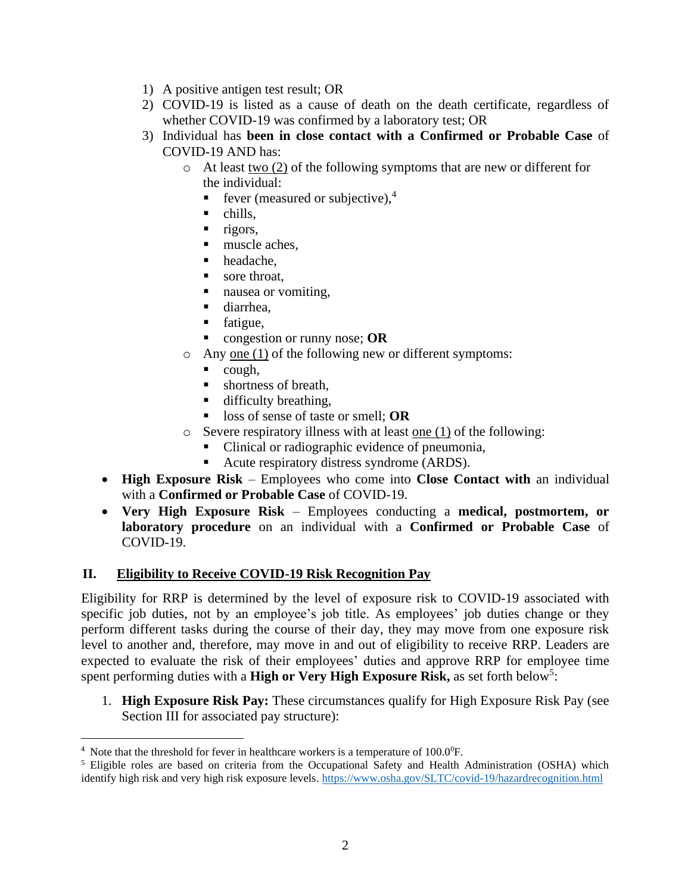1) A positive antigen test result; OR
2) COVID-19 is listed as a cause of death on the death certificate, regardless of whether COVID-19 was confirmed by a laboratory test; OR
3) Individual has **been in close contact with a Confirmed or Probable Case** of COVID-19 AND has:
   - At least <u>two (2)</u> of the following symptoms that are new or different for the individual:
     - fever (measured or subjective),[4]
     - chills,
     - rigors,
     - muscle aches,
     - headache,
     - sore throat,
     - nausea or vomiting,
     - diarrhea,
     - fatigue,
     - congestion or runny nose; **OR**
   - Any <u>one (1)</u> of the following new or different symptoms:
     - cough,
     - shortness of breath,
     - difficulty breathing,
     - loss of sense of taste or smell; **OR**
   - Severe respiratory illness with at least <u>one (1)</u> of the following:
     - Clinical or radiographic evidence of pneumonia,
     - Acute respiratory distress syndrome (ARDS).

- **High Exposure Risk** – Employees who come into **Close Contact with** an individual with a **Confirmed or Probable Case** of COVID-19.
- **Very High Exposure Risk** – Employees conducting a **medical, postmortem, or laboratory procedure** on an individual with a **Confirmed or Probable Case** of COVID-19.

## II. Eligibility to Receive COVID-19 Risk Recognition Pay

Eligibility for RRP is determined by the level of exposure risk to COVID-19 associated with specific job duties, not by an employee's job title. As employees' job duties change or they perform different tasks during the course of their day, they may move from one exposure risk level to another and, therefore, may move in and out of eligibility to receive RRP. Leaders are expected to evaluate the risk of their employees' duties and approve RRP for employee time spent performing duties with a **High or Very High Exposure Risk,** as set forth below[5]:

1. **High Exposure Risk Pay:** These circumstances qualify for High Exposure Risk Pay (see Section III for associated pay structure):

---

[4] Note that the threshold for fever in healthcare workers is a temperature of $100.0^0$F.

[5] Eligible roles are based on criteria from the Occupational Safety and Health Administration (OSHA) which identify high risk and very high risk exposure levels. https://www.osha.gov/SLTC/covid-19/hazardrecognition.html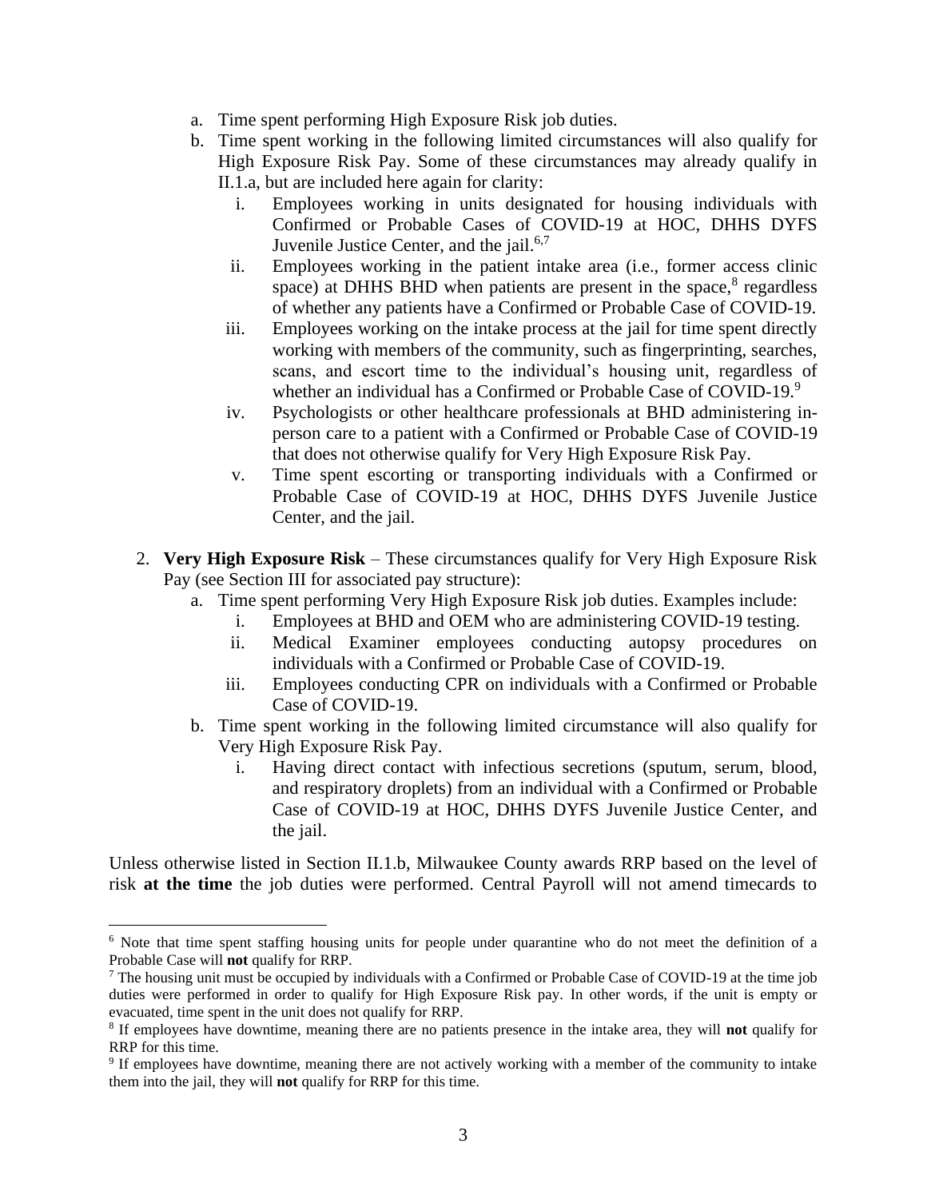a. Time spent performing High Exposure Risk job duties.
b. Time spent working in the following limited circumstances will also qualify for High Exposure Risk Pay. Some of these circumstances may already qualify in II.1.a, but are included here again for clarity:
    i. Employees working in units designated for housing individuals with Confirmed or Probable Cases of COVID-19 at HOC, DHHS DYFS Juvenile Justice Center, and the jail.[6,7]
    ii. Employees working in the patient intake area (i.e., former access clinic space) at DHHS BHD when patients are present in the space,[8] regardless of whether any patients have a Confirmed or Probable Case of COVID-19.
    iii. Employees working on the intake process at the jail for time spent directly working with members of the community, such as fingerprinting, searches, scans, and escort time to the individual's housing unit, regardless of whether an individual has a Confirmed or Probable Case of COVID-19.[9]
    iv. Psychologists or other healthcare professionals at BHD administering in-person care to a patient with a Confirmed or Probable Case of COVID-19 that does not otherwise qualify for Very High Exposure Risk Pay.
    v. Time spent escorting or transporting individuals with a Confirmed or Probable Case of COVID-19 at HOC, DHHS DYFS Juvenile Justice Center, and the jail.

2. **Very High Exposure Risk** – These circumstances qualify for Very High Exposure Risk Pay (see Section III for associated pay structure):
    a. Time spent performing Very High Exposure Risk job duties. Examples include:
        i. Employees at BHD and OEM who are administering COVID-19 testing.
        ii. Medical Examiner employees conducting autopsy procedures on individuals with a Confirmed or Probable Case of COVID-19.
        iii. Employees conducting CPR on individuals with a Confirmed or Probable Case of COVID-19.
    b. Time spent working in the following limited circumstance will also qualify for Very High Exposure Risk Pay.
        i. Having direct contact with infectious secretions (sputum, serum, blood, and respiratory droplets) from an individual with a Confirmed or Probable Case of COVID-19 at HOC, DHHS DYFS Juvenile Justice Center, and the jail.

Unless otherwise listed in Section II.1.b, Milwaukee County awards RRP based on the level of risk **at the time** the job duties were performed. Central Payroll will not amend timecards to

[6] Note that time spent staffing housing units for people under quarantine who do not meet the definition of a Probable Case will **not** qualify for RRP.

[7] The housing unit must be occupied by individuals with a Confirmed or Probable Case of COVID-19 at the time job duties were performed in order to qualify for High Exposure Risk pay. In other words, if the unit is empty or evacuated, time spent in the unit does not qualify for RRP.

[8] If employees have downtime, meaning there are no patients presence in the intake area, they will **not** qualify for RRP for this time.

[9] If employees have downtime, meaning there are not actively working with a member of the community to intake them into the jail, they will **not** qualify for RRP for this time.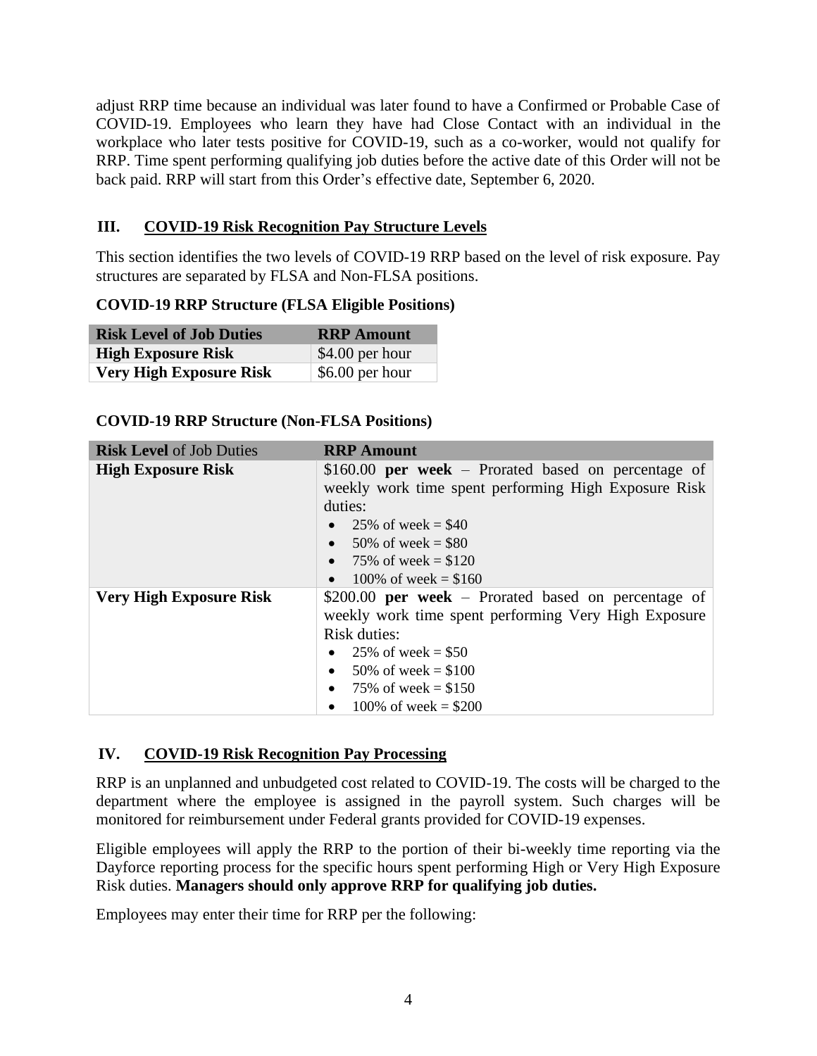adjust RRP time because an individual was later found to have a Confirmed or Probable Case of COVID-19. Employees who learn they have had Close Contact with an individual in the workplace who later tests positive for COVID-19, such as a co-worker, would not qualify for RRP. Time spent performing qualifying job duties before the active date of this Order will not be back paid. RRP will start from this Order's effective date, September 6, 2020.

## III. COVID-19 Risk Recognition Pay Structure Levels

This section identifies the two levels of COVID-19 RRP based on the level of risk exposure. Pay structures are separated by FLSA and Non-FLSA positions.

**COVID-19 RRP Structure (FLSA Eligible Positions)**

| Risk Level of Job Duties | RRP Amount |
|---|---|
| **High Exposure Risk** | $4.00 per hour |
| **Very High Exposure Risk** | $6.00 per hour |

**COVID-19 RRP Structure (Non-FLSA Positions)**

| **Risk Level** of Job Duties | RRP Amount |
|---|---|
| **High Exposure Risk** | $160.00 **per week** – Prorated based on percentage of weekly work time spent performing High Exposure Risk duties:<br>• 25% of week = $40<br>• 50% of week = $80<br>• 75% of week = $120<br>• 100% of week = $160 |
| **Very High Exposure Risk** | $200.00 **per week** – Prorated based on percentage of weekly work time spent performing Very High Exposure Risk duties:<br>• 25% of week = $50<br>• 50% of week = $100<br>• 75% of week = $150<br>• 100% of week = $200 |

## IV. COVID-19 Risk Recognition Pay Processing

RRP is an unplanned and unbudgeted cost related to COVID-19. The costs will be charged to the department where the employee is assigned in the payroll system. Such charges will be monitored for reimbursement under Federal grants provided for COVID-19 expenses.

Eligible employees will apply the RRP to the portion of their bi-weekly time reporting via the Dayforce reporting process for the specific hours spent performing High or Very High Exposure Risk duties. **Managers should only approve RRP for qualifying job duties.**

Employees may enter their time for RRP per the following: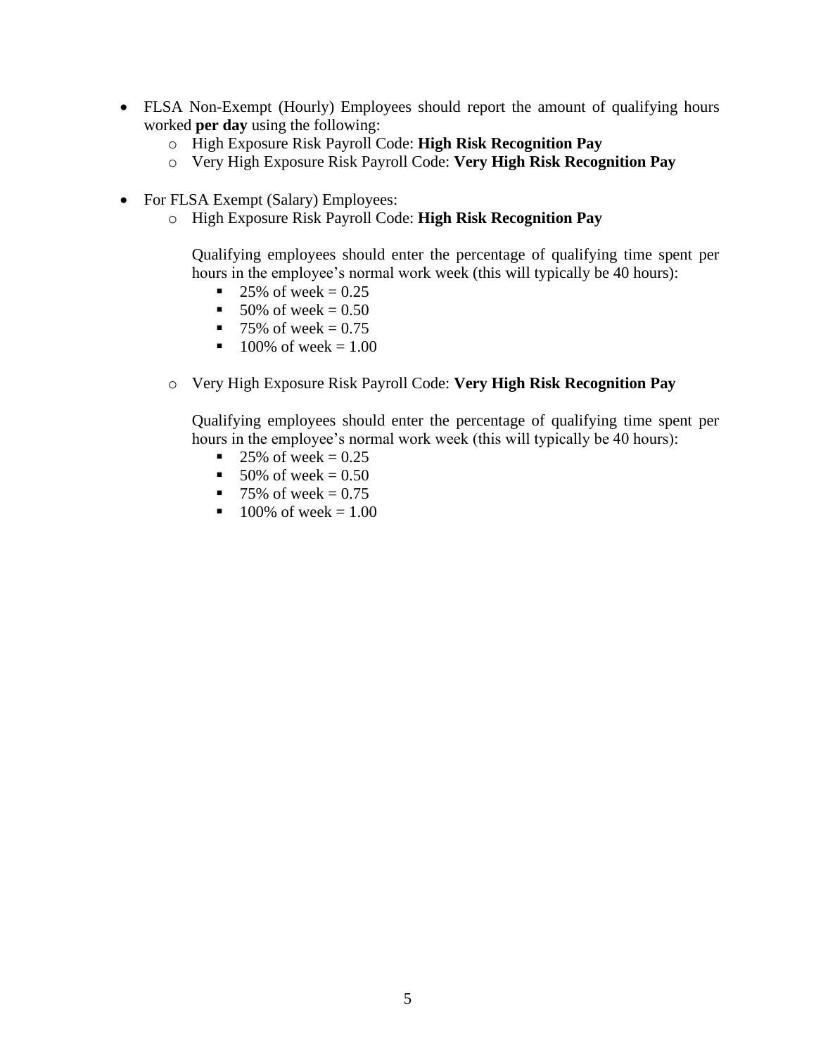- FLSA Non-Exempt (Hourly) Employees should report the amount of qualifying hours worked **per day** using the following:
  - High Exposure Risk Payroll Code: **High Risk Recognition Pay**
  - Very High Exposure Risk Payroll Code: **Very High Risk Recognition Pay**

- For FLSA Exempt (Salary) Employees:
  - High Exposure Risk Payroll Code: **High Risk Recognition Pay**

    Qualifying employees should enter the percentage of qualifying time spent per hours in the employee's normal work week (this will typically be 40 hours):
    - 25% of week = 0.25
    - 50% of week = 0.50
    - 75% of week = 0.75
    - 100% of week = 1.00

  - Very High Exposure Risk Payroll Code: **Very High Risk Recognition Pay**

    Qualifying employees should enter the percentage of qualifying time spent per hours in the employee's normal work week (this will typically be 40 hours):
    - 25% of week = 0.25
    - 50% of week = 0.50
    - 75% of week = 0.75
    - 100% of week = 1.00